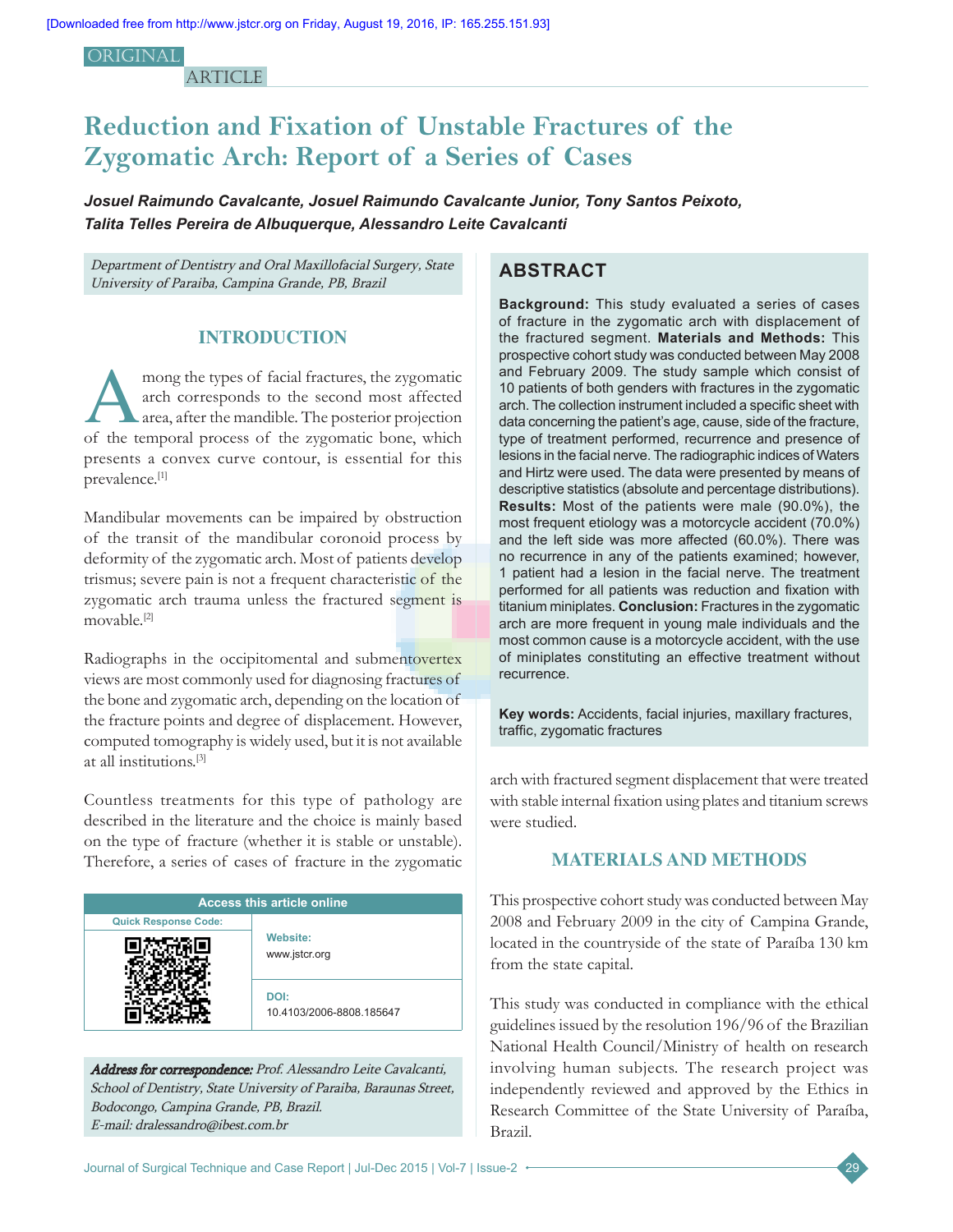ORIGINAL ARTICLE

# Reduction and Fixation of Unstable Fractures of the Zygomatic Arch: Report of a Series of Cases

***Josuel Raimundo Cavalcante, Josuel Raimundo Cavalcante Junior, Tony Santos Peixoto, Talita Telles Pereira de Albuquerque, Alessandro Leite Cavalcanti***

*Department of Dentistry and Oral Maxillofacial Surgery, State University of Paraiba, Campina Grande, PB, Brazil*

## ABSTRACT

**Background:** This study evaluated a series of cases of fracture in the zygomatic arch with displacement of the fractured segment. **Materials and Methods:** This prospective cohort study was conducted between May 2008 and February 2009. The study sample which consist of 10 patients of both genders with fractures in the zygomatic arch. The collection instrument included a specific sheet with data concerning the patient's age, cause, side of the fracture, type of treatment performed, recurrence and presence of lesions in the facial nerve. The radiographic indices of Waters and Hirtz were used. The data were presented by means of descriptive statistics (absolute and percentage distributions). **Results:** Most of the patients were male (90.0%), the most frequent etiology was a motorcycle accident (70.0%) and the left side was more affected (60.0%). There was no recurrence in any of the patients examined; however, 1 patient had a lesion in the facial nerve. The treatment performed for all patients was reduction and fixation with titanium miniplates. **Conclusion:** Fractures in the zygomatic arch are more frequent in young male individuals and the most common cause is a motorcycle accident, with the use of miniplates constituting an effective treatment without recurrence.

**Key words:** Accidents, facial injuries, maxillary fractures, traffic, zygomatic fractures

## INTRODUCTION

Among the types of facial fractures, the zygomatic arch corresponds to the second most affected area, after the mandible. The posterior projection of the temporal process of the zygomatic bone, which presents a convex curve contour, is essential for this prevalence.[1]

Mandibular movements can be impaired by obstruction of the transit of the mandibular coronoid process by deformity of the zygomatic arch. Most of patients develop trismus; severe pain is not a frequent characteristic of the zygomatic arch trauma unless the fractured segment is movable.[2]

Radiographs in the occipitomental and submentovertex views are most commonly used for diagnosing fractures of the bone and zygomatic arch, depending on the location of the fracture points and degree of displacement. However, computed tomography is widely used, but it is not available at all institutions.[3]

Countless treatments for this type of pathology are described in the literature and the choice is mainly based on the type of fracture (whether it is stable or unstable). Therefore, a series of cases of fracture in the zygomatic arch with fractured segment displacement that were treated with stable internal fixation using plates and titanium screws were studied.

| Access this article online | |
|---|---|
| Quick Response Code: | Website: www.jstcr.org |
| | DOI: 10.4103/2006-8808.185647 |

***Address for correspondence:*** *Prof. Alessandro Leite Cavalcanti, School of Dentistry, State University of Paraiba, Baraunas Street, Bodocongo, Campina Grande, PB, Brazil. E-mail: dralessandro@ibest.com.br*

## MATERIALS AND METHODS

This prospective cohort study was conducted between May 2008 and February 2009 in the city of Campina Grande, located in the countryside of the state of Paraíba 130 km from the state capital.

This study was conducted in compliance with the ethical guidelines issued by the resolution 196/96 of the Brazilian National Health Council/Ministry of health on research involving human subjects. The research project was independently reviewed and approved by the Ethics in Research Committee of the State University of Paraíba, Brazil.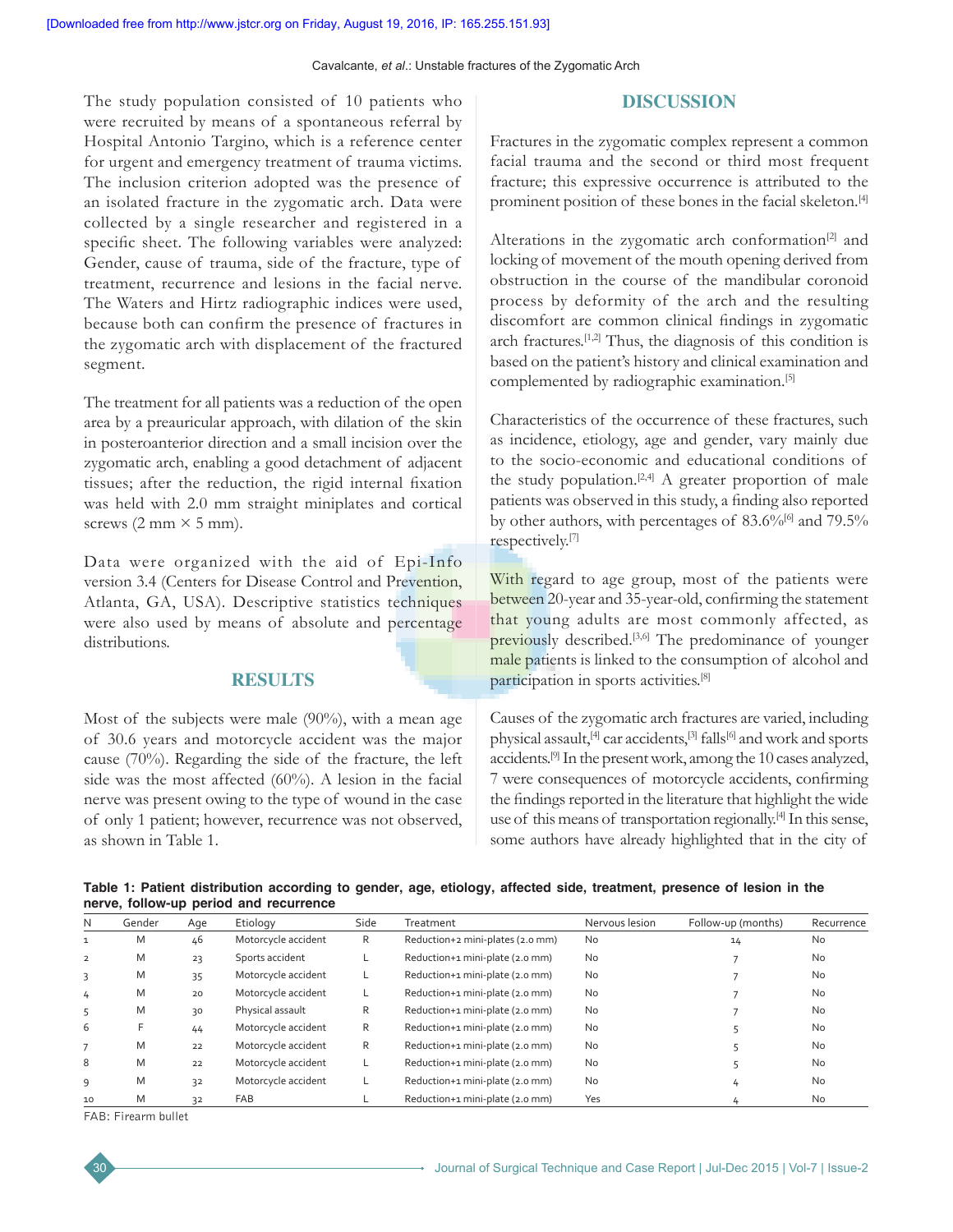The study population consisted of 10 patients who were recruited by means of a spontaneous referral by Hospital Antonio Targino, which is a reference center for urgent and emergency treatment of trauma victims. The inclusion criterion adopted was the presence of an isolated fracture in the zygomatic arch. Data were collected by a single researcher and registered in a specific sheet. The following variables were analyzed: Gender, cause of trauma, side of the fracture, type of treatment, recurrence and lesions in the facial nerve. The Waters and Hirtz radiographic indices were used, because both can confirm the presence of fractures in the zygomatic arch with displacement of the fractured segment.

The treatment for all patients was a reduction of the open area by a preauricular approach, with dilation of the skin in posteroanterior direction and a small incision over the zygomatic arch, enabling a good detachment of adjacent tissues; after the reduction, the rigid internal fixation was held with 2.0 mm straight miniplates and cortical screws (2 mm × 5 mm).

Data were organized with the aid of Epi-Info version 3.4 (Centers for Disease Control and Prevention, Atlanta, GA, USA). Descriptive statistics techniques were also used by means of absolute and percentage distributions.

## RESULTS

Most of the subjects were male (90%), with a mean age of 30.6 years and motorcycle accident was the major cause (70%). Regarding the side of the fracture, the left side was the most affected (60%). A lesion in the facial nerve was present owing to the type of wound in the case of only 1 patient; however, recurrence was not observed, as shown in Table 1.

## DISCUSSION

Fractures in the zygomatic complex represent a common facial trauma and the second or third most frequent fracture; this expressive occurrence is attributed to the prominent position of these bones in the facial skeleton.[4]

Alterations in the zygomatic arch conformation[2] and locking of movement of the mouth opening derived from obstruction in the course of the mandibular coronoid process by deformity of the arch and the resulting discomfort are common clinical findings in zygomatic arch fractures.[1,2] Thus, the diagnosis of this condition is based on the patient's history and clinical examination and complemented by radiographic examination.[5]

Characteristics of the occurrence of these fractures, such as incidence, etiology, age and gender, vary mainly due to the socio-economic and educational conditions of the study population.[2,4] A greater proportion of male patients was observed in this study, a finding also reported by other authors, with percentages of 83.6%[6] and 79.5% respectively.[7]

With regard to age group, most of the patients were between 20-year and 35-year-old, confirming the statement that young adults are most commonly affected, as previously described.[3,6] The predominance of younger male patients is linked to the consumption of alcohol and participation in sports activities.[8]

Causes of the zygomatic arch fractures are varied, including physical assault,[4] car accidents,[3] falls[6] and work and sports accidents.[9] In the present work, among the 10 cases analyzed, 7 were consequences of motorcycle accidents, confirming the findings reported in the literature that highlight the wide use of this means of transportation regionally.[4] In this sense, some authors have already highlighted that in the city of

**Table 1: Patient distribution according to gender, age, etiology, affected side, treatment, presence of lesion in the nerve, follow-up period and recurrence**

| N | Gender | Age | Etiology | Side | Treatment | Nervous lesion | Follow-up (months) | Recurrence |
|---|---|---|---|---|---|---|---|---|
| 1 | M | 46 | Motorcycle accident | R | Reduction+2 mini-plates (2.0 mm) | No | 14 | No |
| 2 | M | 23 | Sports accident | L | Reduction+1 mini-plate (2.0 mm) | No | 7 | No |
| 3 | M | 35 | Motorcycle accident | L | Reduction+1 mini-plate (2.0 mm) | No | 7 | No |
| 4 | M | 20 | Motorcycle accident | L | Reduction+1 mini-plate (2.0 mm) | No | 7 | No |
| 5 | M | 30 | Physical assault | R | Reduction+1 mini-plate (2.0 mm) | No | 7 | No |
| 6 | F | 44 | Motorcycle accident | R | Reduction+1 mini-plate (2.0 mm) | No | 5 | No |
| 7 | M | 22 | Motorcycle accident | R | Reduction+1 mini-plate (2.0 mm) | No | 5 | No |
| 8 | M | 22 | Motorcycle accident | L | Reduction+1 mini-plate (2.0 mm) | No | 5 | No |
| 9 | M | 32 | Motorcycle accident | L | Reduction+1 mini-plate (2.0 mm) | No | 4 | No |
| 10 | M | 32 | FAB | L | Reduction+1 mini-plate (2.0 mm) | Yes | 4 | No |

FAB: Firearm bullet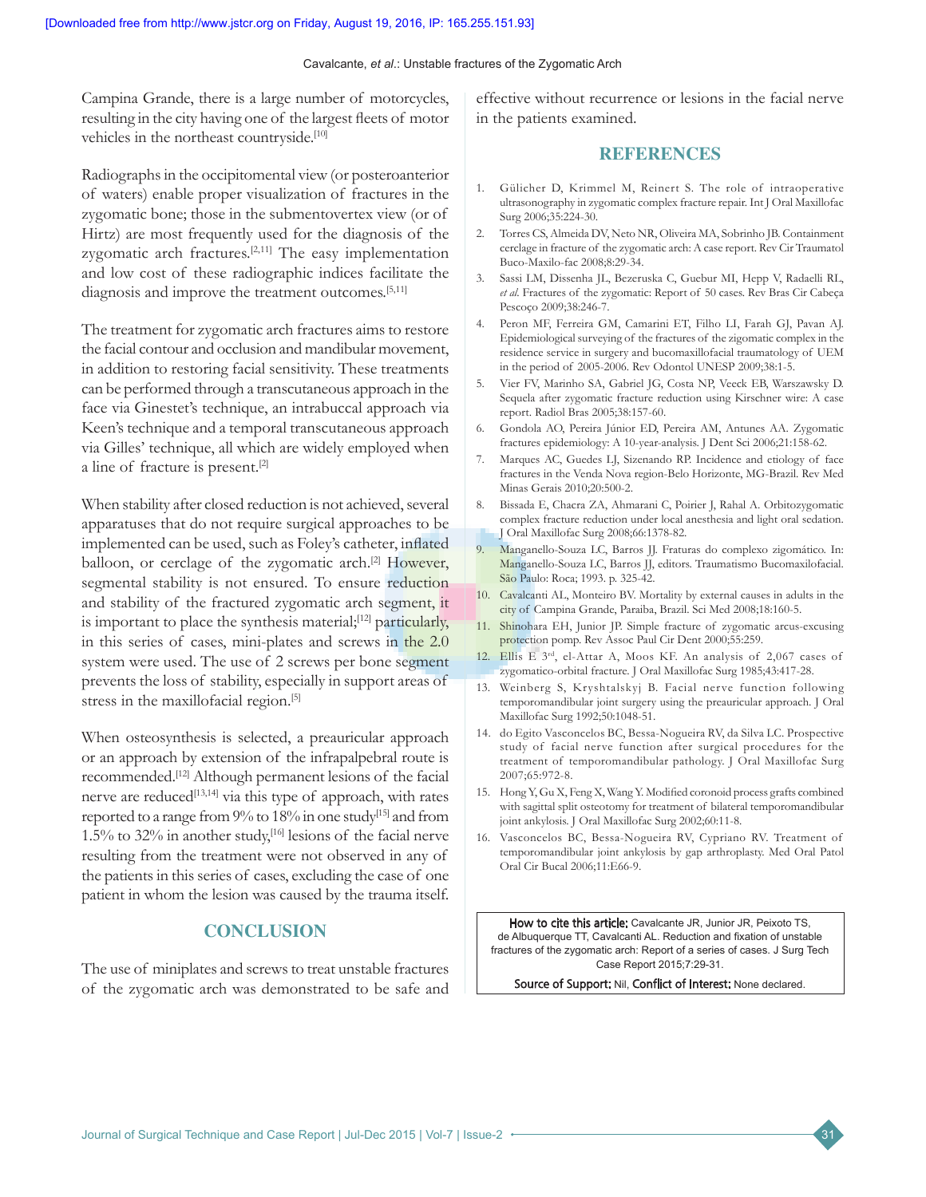Campina Grande, there is a large number of motorcycles, resulting in the city having one of the largest fleets of motor vehicles in the northeast countryside.[10]

Radiographs in the occipitomental view (or posteroanterior of waters) enable proper visualization of fractures in the zygomatic bone; those in the submentovertex view (or of Hirtz) are most frequently used for the diagnosis of the zygomatic arch fractures.[2,11] The easy implementation and low cost of these radiographic indices facilitate the diagnosis and improve the treatment outcomes.[5,11]

The treatment for zygomatic arch fractures aims to restore the facial contour and occlusion and mandibular movement, in addition to restoring facial sensitivity. These treatments can be performed through a transcutaneous approach in the face via Ginestet's technique, an intrabuccal approach via Keen's technique and a temporal transcutaneous approach via Gilles' technique, all which are widely employed when a line of fracture is present.[2]

When stability after closed reduction is not achieved, several apparatuses that do not require surgical approaches to be implemented can be used, such as Foley's catheter, inflated balloon, or cerclage of the zygomatic arch.[2] However, segmental stability is not ensured. To ensure reduction and stability of the fractured zygomatic arch segment, it is important to place the synthesis material;[12] particularly, in this series of cases, mini-plates and screws in the 2.0 system were used. The use of 2 screws per bone segment prevents the loss of stability, especially in support areas of stress in the maxillofacial region.[5]

When osteosynthesis is selected, a preauricular approach or an approach by extension of the infrapalpebral route is recommended.[12] Although permanent lesions of the facial nerve are reduced[13,14] via this type of approach, with rates reported to a range from 9% to 18% in one study[15] and from 1.5% to 32% in another study,[16] lesions of the facial nerve resulting from the treatment were not observed in any of the patients in this series of cases, excluding the case of one patient in whom the lesion was caused by the trauma itself.

## CONCLUSION

The use of miniplates and screws to treat unstable fractures of the zygomatic arch was demonstrated to be safe and effective without recurrence or lesions in the facial nerve in the patients examined.

## REFERENCES

1. Gülicher D, Krimmel M, Reinert S. The role of intraoperative ultrasonography in zygomatic complex fracture repair. Int J Oral Maxillofac Surg 2006;35:224-30.
2. Torres CS, Almeida DV, Neto NR, Oliveira MA, Sobrinho JB. Containment cerclage in fracture of the zygomatic arch: A case report. Rev Cir Traumatol Buco-Maxilo-fac 2008;8:29-34.
3. Sassi LM, Dissenha JL, Bezeruska C, Guebur MI, Hepp V, Radaelli RL, *et al*. Fractures of the zygomatic: Report of 50 cases. Rev Bras Cir Cabeça Pescoço 2009;38:246-7.
4. Peron MF, Ferreira GM, Camarini ET, Filho LI, Farah GJ, Pavan AJ. Epidemiological surveying of the fractures of the zigomatic complex in the residence service in surgery and bucomaxillofacial traumatology of UEM in the period of 2005-2006. Rev Odontol UNESP 2009;38:1-5.
5. Vier FV, Marinho SA, Gabriel JG, Costa NP, Veeck EB, Warszawsky D. Sequela after zygomatic fracture reduction using Kirschner wire: A case report. Radiol Bras 2005;38:157-60.
6. Gondola AO, Pereira Júnior ED, Pereira AM, Antunes AA. Zygomatic fractures epidemiology: A 10-year-analysis. J Dent Sci 2006;21:158-62.
7. Marques AC, Guedes LJ, Sizenando RP. Incidence and etiology of face fractures in the Venda Nova region-Belo Horizonte, MG-Brazil. Rev Med Minas Gerais 2010;20:500-2.
8. Bissada E, Chacra ZA, Ahmarani C, Poirier J, Rahal A. Orbitozygomatic complex fracture reduction under local anesthesia and light oral sedation. J Oral Maxillofac Surg 2008;66:1378-82.
9. Manganello-Souza LC, Barros JJ. Fraturas do complexo zigomático. In: Manganello-Souza LC, Barros JJ, editors. Traumatismo Bucomaxilofacial. São Paulo: Roca; 1993. p. 325-42.
10. Cavalcanti AL, Monteiro BV. Mortality by external causes in adults in the city of Campina Grande, Paraiba, Brazil. Sci Med 2008;18:160-5.
11. Shinohara EH, Junior JP. Simple fracture of zygomatic arcus-excusing protection pomp. Rev Assoc Paul Cir Dent 2000;55:259.
12. Ellis E 3rd, el-Attar A, Moos KF. An analysis of 2,067 cases of zygomatico-orbital fracture. J Oral Maxillofac Surg 1985;43:417-28.
13. Weinberg S, Kryshtalskyj B. Facial nerve function following temporomandibular joint surgery using the preauricular approach. J Oral Maxillofac Surg 1992;50:1048-51.
14. do Egito Vasconcelos BC, Bessa-Nogueira RV, da Silva LC. Prospective study of facial nerve function after surgical procedures for the treatment of temporomandibular pathology. J Oral Maxillofac Surg 2007;65:972-8.
15. Hong Y, Gu X, Feng X, Wang Y. Modified coronoid process grafts combined with sagittal split osteotomy for treatment of bilateral temporomandibular joint ankylosis. J Oral Maxillofac Surg 2002;60:11-8.
16. Vasconcelos BC, Bessa-Nogueira RV, Cypriano RV. Treatment of temporomandibular joint ankylosis by gap arthroplasty. Med Oral Patol Oral Cir Bucal 2006;11:E66-9.

**How to cite this article:** Cavalcante JR, Junior JR, Peixoto TS, de Albuquerque TT, Cavalcanti AL. Reduction and fixation of unstable fractures of the zygomatic arch: Report of a series of cases. J Surg Tech Case Report 2015;7:29-31.

**Source of Support:** Nil, **Conflict of Interest:** None declared.